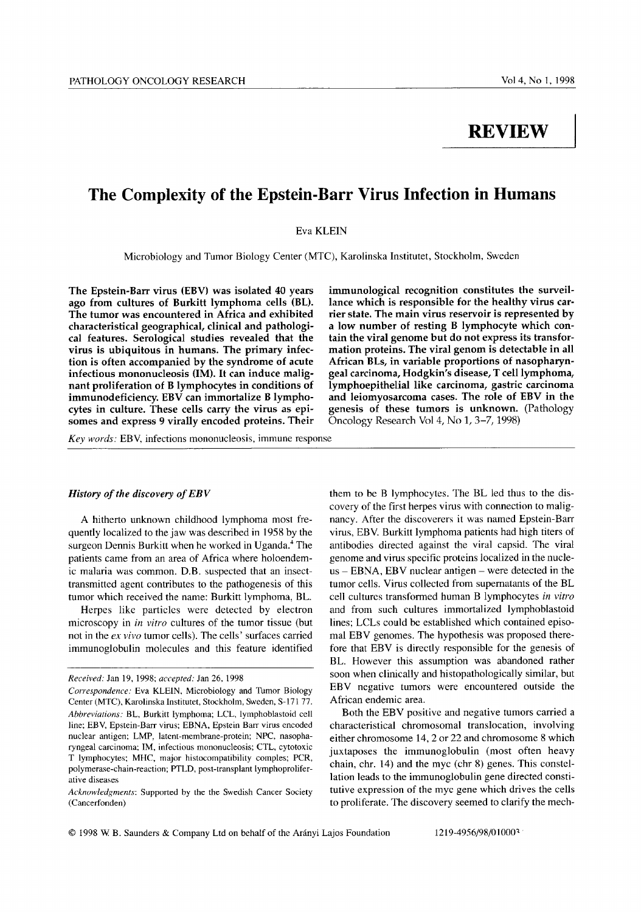**REVIEW**

# The Complexity of the Epstein-Barr Virus Infection in Humans

Eva KLEIN

Microbiology and Tumor Biology Center (MTC), Karolinska Institutet, Stockholm, Sweden

**The Epstein-Barr virus (EBV) was isolated 40 years ago from cultures of Burkitt lymphoma cells (BL). The tumor was encountered in Africa and exhibited characteristical geographical, clinical and pathological features. Serological studies revealed that the virus is ubiquitous in humans. The primary infection is often accompanied by the syndrome of acute infectious mononucleosis (IM). It can induce malignant proliferation of B lymphocytes in conditions of immunodeficiency. EBV can immortalize B lymphocytes in culture. These cells carry the virus as episomes and express 9 virally encoded proteins. Their immunological recognition constitutes the surveillance which is responsible for the healthy virus carrier state. The main virus reservoir is represented by a low number of resting B lymphocyte which contain the viral genome but do not express its transformation proteins. The viral genom is detectable in all African BLs, in variable proportions of nasopharyngeal carcinoma, Hodgkin's disease, T cell lymphoma, lymphoepithelial like carcinoma, gastric carcinoma and leiomyosarcoma cases. The role of EBV in the genesis of these tumors is unknown.** (Pathology Oncology Research Vol 4, No 1, 3–7, 1998)

*Key words:* EBV, infections mononucleosis, immune response

### *History of the discovery of EBV*

A hitherto unknown childhood lymphoma most frequently localized to the jaw was described in 1958 by the surgeon Dennis Burkitt when he worked in Uganda.[4] The patients came from an area of Africa where holoendemic malaria was common. D.B. suspected that an insect-transmitted agent contributes to the pathogenesis of this tumor which received the name: Burkitt lymphoma, BL.

Herpes like particles were detected by electron microscopy in *in vitro* cultures of the tumor tissue (but not in the *ex vivo* tumor cells). The cells' surfaces carried immunoglobulin molecules and this feature identified them to be B lymphocytes. The BL led thus to the discovery of the first herpes virus with connection to malignancy. After the discoverers it was named Epstein-Barr virus, EBV. Burkitt lymphoma patients had high titers of antibodies directed against the viral capsid. The viral genome and virus specific proteins localized in the nucleus – EBNA, EBV nuclear antigen – were detected in the tumor cells. Virus collected from supernatants of the BL cell cultures transformed human B lymphocytes *in vitro* and from such cultures immortalized lymphoblastoid lines; LCLs could be established which contained episomal EBV genomes. The hypothesis was proposed therefore that EBV is directly responsible for the genesis of BL. However this assumption was abandoned rather soon when clinically and histopathologically similar, but EBV negative tumors were encountered outside the African endemic area.

Both the EBV positive and negative tumors carried a characteristical chromosomal translocation, involving either chromosome 14, 2 or 22 and chromosome 8 which juxtaposes the immunoglobulin (most often heavy chain, chr. 14) and the myc (chr 8) genes. This constellation leads to the immunoglobulin gene directed constitutive expression of the myc gene which drives the cells to proliferate. The discovery seemed to clarify the mech-

*Received:* Jan 19, 1998; *accepted:* Jan 26, 1998

*Correspondence:* Eva KLEIN, Microbiology and Tumor Biology Center (MTC), Karolinska Institutet, Stockholm, Sweden, S-171 77.

*Abbreviations:* BL, Burkitt lymphoma; LCL, lymphoblastoid cell line; EBV, Epstein-Barr virus; EBNA, Epstein Barr virus encoded nuclear antigen; LMP, latent-membrane-protein; NPC, nasopharyngeal carcinoma; IM, infectious mononucleosis; CTL, cytotoxic T lymphocytes; MHC, major histocompatibility complex; PCR, polymerase-chain-reaction; PTLD, post-transplant lymphoproliferative diseases

*Acknowledgments:* Supported by the the Swedish Cancer Society (Cancerfonden)

© 1998 W. B. Saunders & Company Ltd on behalf of the Arányi Lajos Foundation

1219-4956/98/010003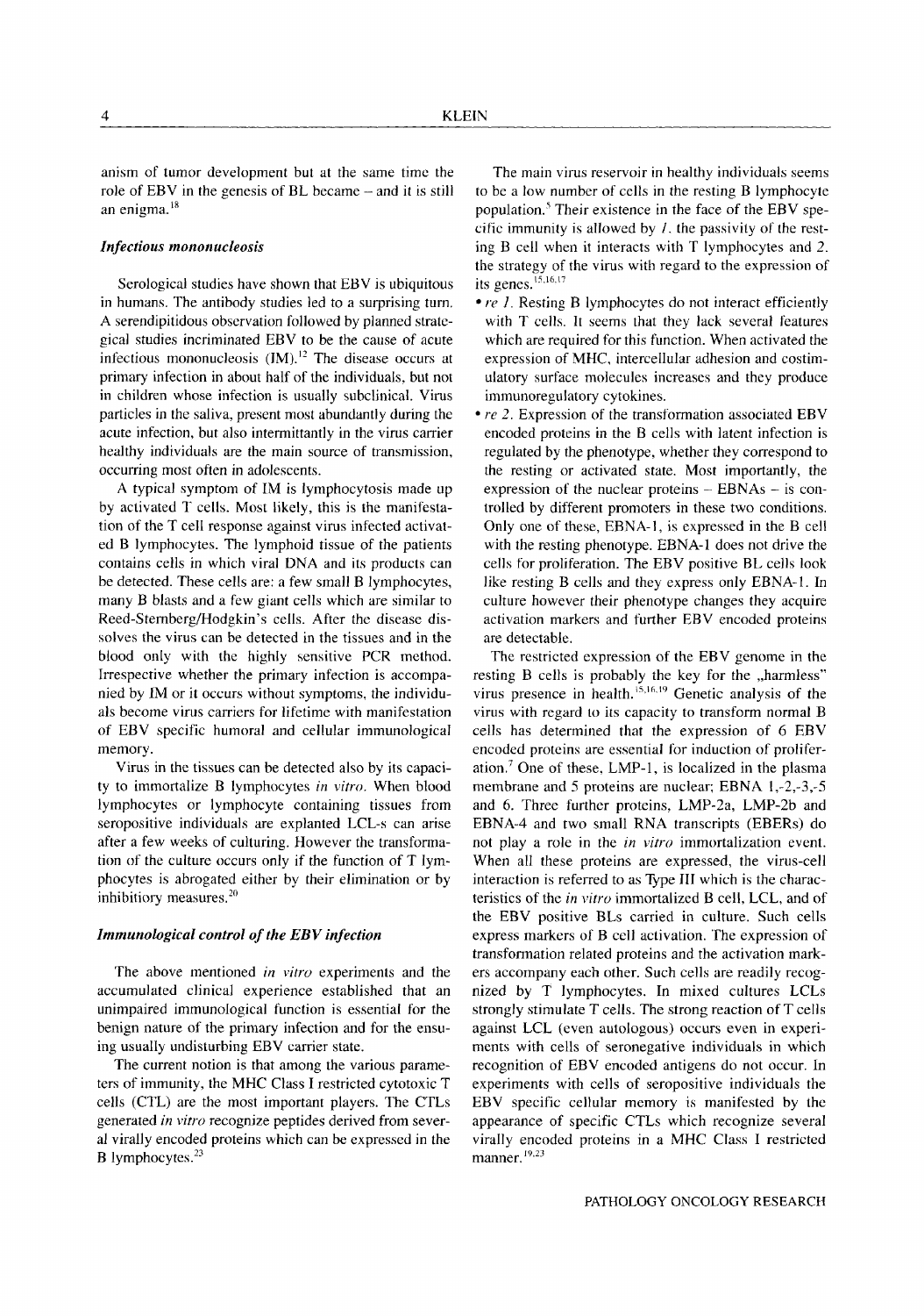anism of tumor development but at the same time the role of EBV in the genesis of BL became – and it is still an enigma.[18]

### *Infectious mononucleosis*

Serological studies have shown that EBV is ubiquitous in humans. The antibody studies led to a surprising turn. A serendipitidous observation followed by planned strategical studies incriminated EBV to be the cause of acute infectious mononucleosis (IM).[12] The disease occurs at primary infection in about half of the individuals, but not in children whose infection is usually subclinical. Virus particles in the saliva, present most abundantly during the acute infection, but also intermittantly in the virus carrier healthy individuals are the main source of transmission, occurring most often in adolescents.

A typical symptom of IM is lymphocytosis made up by activated T cells. Most likely, this is the manifestation of the T cell response against virus infected activated B lymphocytes. The lymphoid tissue of the patients contains cells in which viral DNA and its products can be detected. These cells are: a few small B lymphocytes, many B blasts and a few giant cells which are similar to Reed-Sternberg/Hodgkin's cells. After the disease dissolves the virus can be detected in the tissues and in the blood only with the highly sensitive PCR method. Irrespective whether the primary infection is accompanied by IM or it occurs without symptoms, the individuals become virus carriers for lifetime with manifestation of EBV specific humoral and cellular immunological memory.

Virus in the tissues can be detected also by its capacity to immortalize B lymphocytes *in vitro*. When blood lymphocytes or lymphocyte containing tissues from seropositive individuals are explanted LCL-s can arise after a few weeks of culturing. However the transformation of the culture occurs only if the function of T lymphocytes is abrogated either by their elimination or by inhibitiory measures.[20]

### *Immunological control of the EBV infection*

The above mentioned *in vitro* experiments and the accumulated clinical experience established that an unimpaired immunological function is essential for the benign nature of the primary infection and for the ensuing usually undisturbing EBV carrier state.

The current notion is that among the various parameters of immunity, the MHC Class I restricted cytotoxic T cells (CTL) are the most important players. The CTLs generated *in vitro* recognize peptides derived from several virally encoded proteins which can be expressed in the B lymphocytes.[23]

The main virus reservoir in healthy individuals seems to be a low number of cells in the resting B lymphocyte population.[5] Their existence in the face of the EBV specific immunity is allowed by *1.* the passivity of the resting B cell when it interacts with T lymphocytes and 2. the strategy of the virus with regard to the expression of its genes.[15,16,17]

- *re 1.* Resting B lymphocytes do not interact efficiently with T cells. It seems that they lack several features which are required for this function. When activated the expression of MHC, intercellular adhesion and costimulatory surface molecules increases and they produce immunoregulatory cytokines.
- *re 2.* Expression of the transformation associated EBV encoded proteins in the B cells with latent infection is regulated by the phenotype, whether they correspond to the resting or activated state. Most importantly, the expression of the nuclear proteins – EBNAs – is controlled by different promoters in these two conditions. Only one of these, EBNA-1, is expressed in the B cell with the resting phenotype. EBNA-1 does not drive the cells for proliferation. The EBV positive BL cells look like resting B cells and they express only EBNA-1. In culture however their phenotype changes they acquire activation markers and further EBV encoded proteins are detectable.

The restricted expression of the EBV genome in the resting B cells is probably the key for the „harmless" virus presence in health.[15,16,19] Genetic analysis of the virus with regard to its capacity to transform normal B cells has determined that the expression of 6 EBV encoded proteins are essential for induction of proliferation.[7] One of these, LMP-1, is localized in the plasma membrane and 5 proteins are nuclear; EBNA 1,-2,-3,-5 and 6. Three further proteins, LMP-2a, LMP-2b and EBNA-4 and two small RNA transcripts (EBERs) do not play a role in the *in vitro* immortalization event. When all these proteins are expressed, the virus-cell interaction is referred to as Type III which is the characteristics of the *in vitro* immortalized B cell, LCL, and of the EBV positive BLs carried in culture. Such cells express markers of B cell activation. The expression of transformation related proteins and the activation markers accompany each other. Such cells are readily recognized by T lymphocytes. In mixed cultures LCLs strongly stimulate T cells. The strong reaction of T cells against LCL (even autologous) occurs even in experiments with cells of seronegative individuals in which recognition of EBV encoded antigens do not occur. In experiments with cells of seropositive individuals the EBV specific cellular memory is manifested by the appearance of specific CTLs which recognize several virally encoded proteins in a MHC Class I restricted manner.[19,23]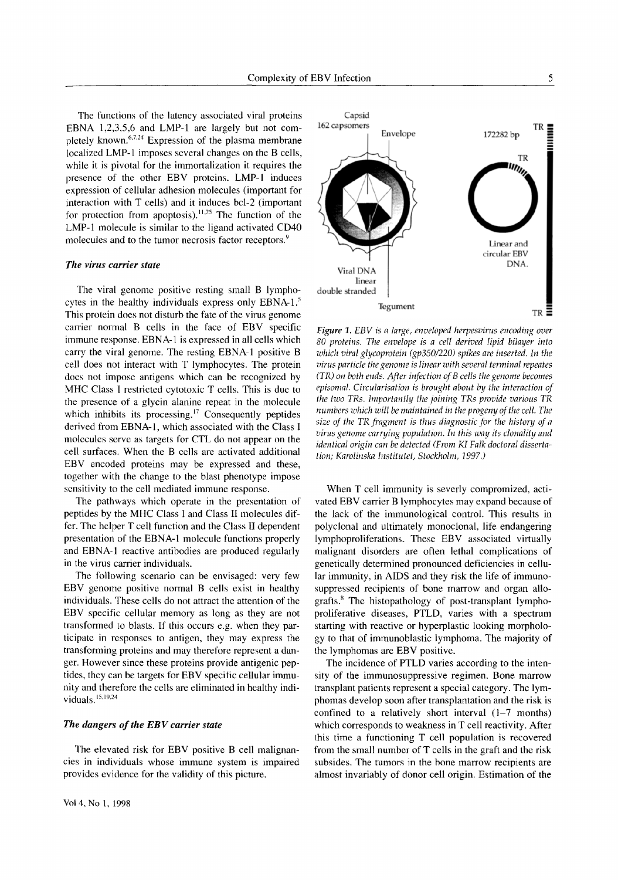The functions of the latency associated viral proteins EBNA 1,2,3,5,6 and LMP-1 are largely but not completely known.[6,7,24] Expression of the plasma membrane localized LMP-1 imposes several changes on the B cells, while it is pivotal for the immortalization it requires the presence of the other EBV proteins. LMP-1 induces expression of cellular adhesion molecules (important for interaction with T cells) and it induces bcl-2 (important for protection from apoptosis).[11,25] The function of the LMP-1 molecule is similar to the ligand activated CD40 molecules and to the tumor necrosis factor receptors.[9]

### *The virus carrier state*

The viral genome positive resting small B lymphocytes in the healthy individuals express only EBNA-1.[5] This protein does not disturb the fate of the virus genome carrier normal B cells in the face of EBV specific immune response. EBNA-1 is expressed in all cells which carry the viral genome. The resting EBNA-1 positive B cell does not interact with T lymphocytes. The protein does not impose antigens which can be recognized by MHC Class I restricted cytotoxic T cells. This is due to the presence of a glycin alanine repeat in the molecule which inhibits its processing.[17] Consequently peptides derived from EBNA-1, which associated with the Class I molecules serve as targets for CTL do not appear on the cell surfaces. When the B cells are activated additional EBV encoded proteins may be expressed and these, together with the change to the blast phenotype impose sensitivity to the cell mediated immune response.

The pathways which operate in the presentation of peptides by the MHC Class I and Class II molecules differ. The helper T cell function and the Class II dependent presentation of the EBNA-1 molecule functions properly and EBNA-1 reactive antibodies are produced regularly in the virus carrier individuals.

The following scenario can be envisaged: very few EBV genome positive normal B cells exist in healthy individuals. These cells do not attract the attention of the EBV specific cellular memory as long as they are not transformed to blasts. If this occurs e.g. when they participate in responses to antigen, they may express the transforming proteins and may therefore represent a danger. However since these proteins provide antigenic peptides, they can be targets for EBV specific cellular immunity and therefore the cells are eliminated in healthy individuals.[15,19,24]

### *The dangers of the EBV carrier state*

The elevated risk for EBV positive B cell malignancies in individuals whose immune system is impaired provides evidence for the validity of this picture.

*Figure 1. EBV is a large, enveloped herpesvirus encoding over 80 proteins. The envelope is a cell derived lipid bilayer into which viral glycoprotein (gp350/220) spikes are inserted. In the virus particle the genome is linear with several terminal repeates (TR) on both ends. After infection of B cells the genome becomes episomal. Circularisation is brought about by the interaction of the two TRs. Importantly the joining TRs provide various TR numbers which will be maintained in the progeny of the cell. The size of the TR fragment is thus diagnostic for the history of a virus genome carrying population. In this way its clonality and identical origin can be detected (From KI Falk doctoral dissertation; Karolinska Institutet, Stockholm, 1997.)*

When T cell immunity is severly compromized, activated EBV carrier B lymphocytes may expand because of the lack of the immunological control. This results in polyclonal and ultimately monoclonal, life endangering lymphoproliferations. These EBV associated virtually malignant disorders are often lethal complications of genetically determined pronounced deficiencies in cellular immunity, in AIDS and they risk the life of immunosuppressed recipients of bone marrow and organ allografts.[8] The histopathology of post-transplant lymphoproliferative diseases, PTLD, varies with a spectrum starting with reactive or hyperplastic looking morphology to that of immunoblastic lymphoma. The majority of the lymphomas are EBV positive.

The incidence of PTLD varies according to the intensity of the immunosuppressive regimen. Bone marrow transplant patients represent a special category. The lymphomas develop soon after transplantation and the risk is confined to a relatively short interval (1–7 months) which corresponds to weakness in T cell reactivity. After this time a functioning T cell population is recovered from the small number of T cells in the graft and the risk subsides. The tumors in the bone marrow recipients are almost invariably of donor cell origin. Estimation of the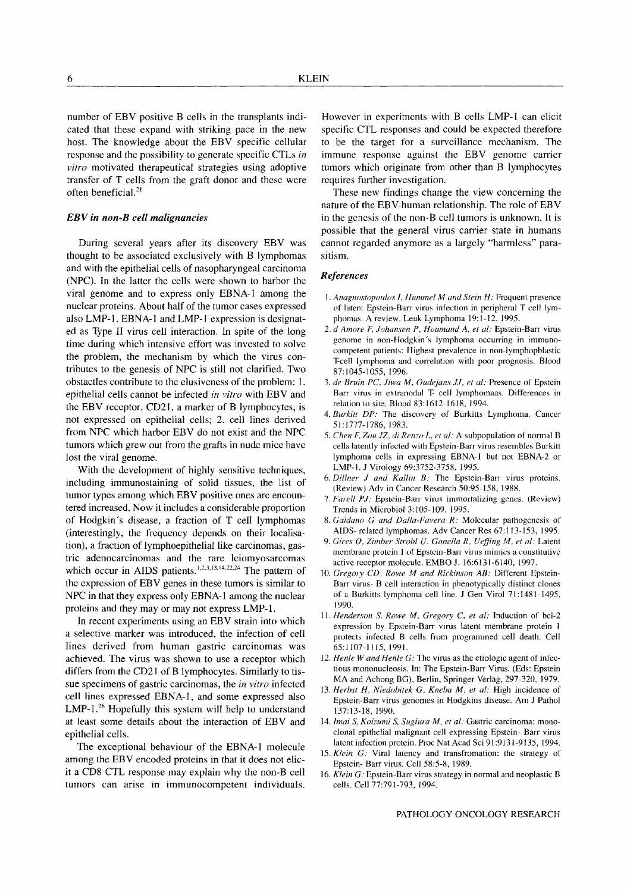number of EBV positive B cells in the transplants indicated that these expand with striking pace in the new host. The knowledge about the EBV specific cellular response and the possibility to generate specific CTLs *in vitro* motivated therapeutical strategies using adoptive transfer of T cells from the graft donor and these were often beneficial.[21]

### *EBV in non-B cell malignancies*

During several years after its discovery EBV was thought to be associated exclusively with B lymphomas and with the epithelial cells of nasopharyngeal carcinoma (NPC). In the latter the cells were shown to harbor the viral genome and to express only EBNA-1 among the nuclear proteins. About half of the tumor cases expressed also LMP-1. EBNA-1 and LMP-1 expression is designated as Type II virus cell interaction. In spite of the long time during which intensive effort was invested to solve the problem, the mechanism by which the virus contributes to the genesis of NPC is still not clarified. Two obstacles contribute to the elusiveness of the problem: 1. epithelial cells cannot be infected *in vitro* with EBV and the EBV receptor, CD21, a marker of B lymphocytes, is not expressed on epithelial cells; 2. cell lines derived from NPC which harbor EBV do not exist and the NPC tumors which grew out from the grafts in nude mice have lost the viral genome.

With the development of highly sensitive techniques, including immunostaining of solid tissues, the list of tumor types among which EBV positive ones are encountered increased. Now it includes a considerable proportion of Hodgkin´s disease, a fraction of T cell lymphomas (interestingly, the frequency depends on their localisation), a fraction of lymphoepithelial like carcinomas, gastric adenocarcinomas and the rare leiomyosarcomas which occur in AIDS patients.[1,2,3,13,14,22,24] The pattern of the expression of EBV genes in these tumors is similar to NPC in that they express only EBNA-1 among the nuclear proteins and they may or may not express LMP-1.

In recent experiments using an EBV strain into which a selective marker was introduced, the infection of cell lines derived from human gastric carcinomas was achieved. The virus was shown to use a receptor which differs from the CD21 of B lymphocytes. Similarly to tissue specimens of gastric carcinomas, the *in vitro* infected cell lines expressed EBNA-1, and some expressed also LMP-1.[26] Hopefully this system will help to understand at least some details about the interaction of EBV and epithelial cells.

The exceptional behaviour of the EBNA-1 molecule among the EBV encoded proteins in that it does not elicit a CD8 CTL response may explain why the non-B cell tumors can arise in immunocompetent individuals. However in experiments with B cells LMP-1 can elicit specific CTL responses and could be expected therefore to be the target for a surveillance mechanism. The immune response against the EBV genome carrier tumors which originate from other than B lymphocytes requires further investigation.

These new findings change the view concerning the nature of the EBV-human relationship. The role of EBV in the genesis of the non-B cell tumors is unknown. It is possible that the general virus carrier state in humans cannot regarded anymore as a largely "harmless" parasitism.

### *References*

1. *Anagnostopoulos I, Hummel M and Stein H:* Frequent presence of latent Epstein-Barr virus infection in peripheral T cell lymphomas. A review. Leuk Lymphoma 19:1-12, 1995.
2. *d Amore F, Johansen P, Houmand A, et al:* Epstein-Barr virus genome in non-Hodgkin´s lymphoma occurring in immunocompetent patients: Highest prevalence in non-lymphopblastic T-cell lymphoma and correlation with poor prognosis. Blood 87:1045-1055, 1996.
3. *de Bruin PC, Jiwa M, Oudejans JJ, et al:* Presence of Epstein Barr virus in extranodal T- cell lymphomaas. Differences in relation to site. Blood 83:1612-1618, 1994.
4. *Burkitt DP:* The discovery of Burkitts Lymphoma. Cancer 51:1777-1786, 1983.
5. *Chen F, Zou JZ, di Renzo L, et al:* A subpopulation of normal B cells latently infected with Epstein-Barr virus resembles Burkitt lymphoma cells in expressing EBNA-1 but not EBNA-2 or LMP-1. J Virology 69:3752-3758, 1995.
6. *Dillner J and Kallin B:* The Epstein-Barr virus proteins. (Review) Adv in Cancer Research 50:95-158, 1988.
7. *Farell PJ:* Epstein-Barr virus immortalizing genes. (Review) Trends in Microbiol 3:105-109, 1995.
8. *Gaidano G and Dalla-Favera R:* Molecular pathogenesis of AIDS- related lymphomas. Adv Cancer Res 67:113-153, 1995.
9. *Gires O, Zimber-Strobl U. Gonella R, Ueffing M, et al:* Latent membrane protein 1 of Epstein-Barr virus mimics a constitutive active receptor molecule. EMBO J. 16:6131-6140, 1997.
10. *Gregory CD, Rowe M and Rickinson AB:* Different Epstein-Barr virus- B cell interaction in phenotypically distinct clones of a Burkitts lymphoma cell line. J Gen Virol 71:1481-1495, 1990.
11. *Henderson S, Rowe M, Gregory C, et al:* Induction of bcl-2 expression by Epstein-Barr virus latent membrane protein 1 protects infected B cells from programmed cell death. Cell 65:1107-1115, 1991.
12. *Henle W and Henle G:* The virus as the etiologic agent of infectious mononucleosis. In: The Epstein-Barr Virus. (Eds: Epstein MA and Achong BG), Berlin, Springer Verlag, 297-320, 1979.
13. *Herbst H, Niedobitek G, Kneba M, et al:* High incidence of Epstein-Barr virus genomes in Hodgkins disease. Am J Pathol 137:13-18, 1990.
14. *Imai S, Koizumi S, Sugiura M, et al:* Gastric carcinoma: monoclonal epithelial malignant cell expressing Epstein- Barr virus latent infection protein. Proc Nat Acad Sci 91:9131-9135, 1994.
15. *Klein G:* Viral latency and transfromation: the strategy of Epstein- Barr virus. Cell 58:5-8, 1989.
16. *Klein G:* Epstein-Barr virus strategy in normal and neoplastic B cells. Cell 77:791-793, 1994.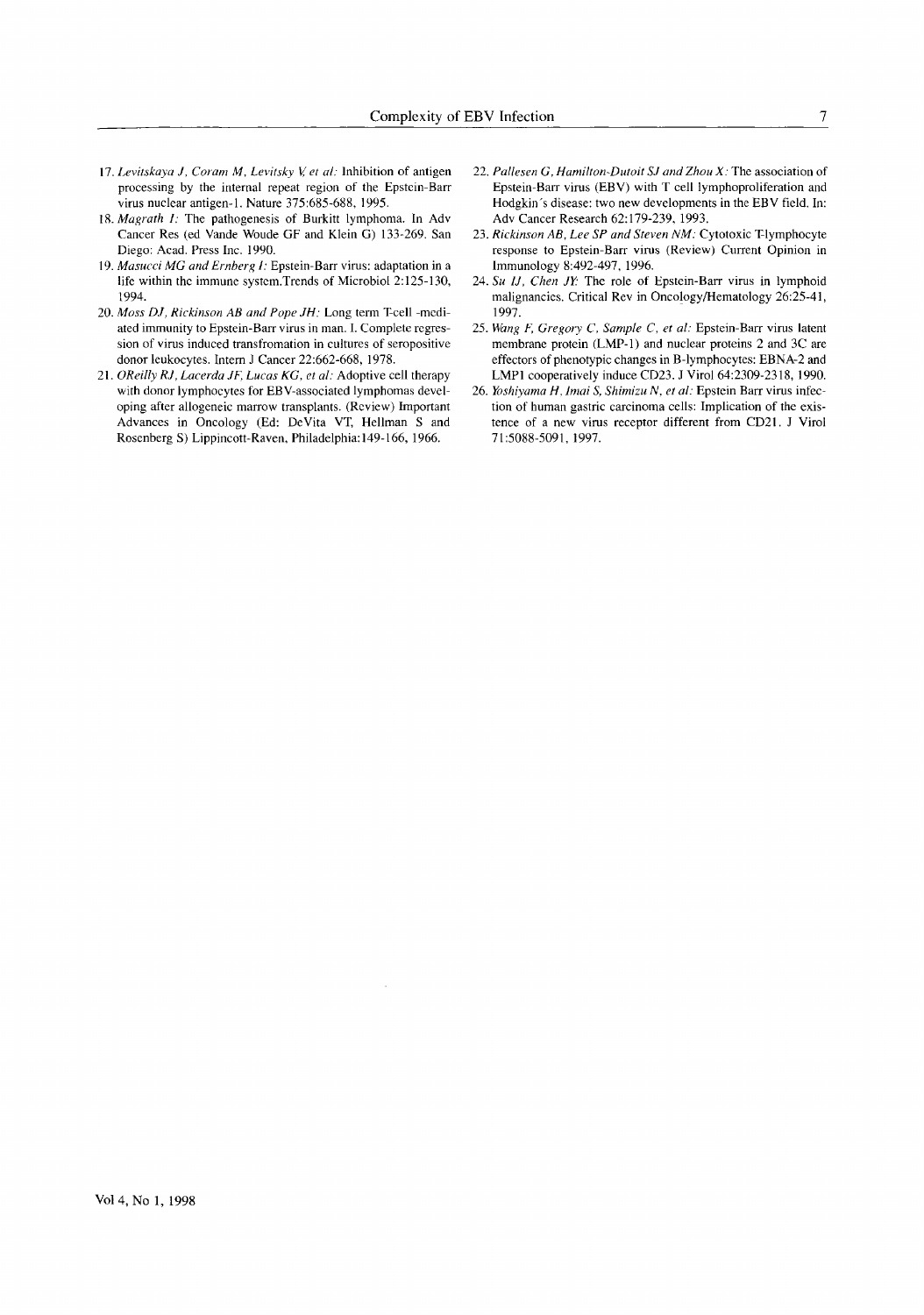17. *Levitskaya J, Coram M, Levitsky V, et al:* Inhibition of antigen processing by the internal repeat region of the Epstein-Barr virus nuclear antigen-1. Nature 375:685-688, 1995.
18. *Magrath I:* The pathogenesis of Burkitt lymphoma. In Adv Cancer Res (ed Vande Woude GF and Klein G) 133-269. San Diego: Acad. Press Inc. 1990.
19. *Masucci MG and Ernberg I:* Epstein-Barr virus: adaptation in a life within the immune system.Trends of Microbiol 2:125-130, 1994.
20. *Moss DJ, Rickinson AB and Pope JH:* Long term T-cell -mediated immunity to Epstein-Barr virus in man. I. Complete regression of virus induced transfromation in cultures of seropositive donor leukocytes. Intern J Cancer 22:662-668, 1978.
21. *OReilly RJ, Lacerda JF, Lucas KG, et al:* Adoptive cell therapy with donor lymphocytes for EBV-associated lymphomas developing after allogeneic marrow transplants. (Review) Important Advances in Oncology (Ed: DeVita VT, Hellman S and Rosenberg S) Lippincott-Raven, Philadelphia:149-166, 1966.
22. *Pallesen G, Hamilton-Dutoit SJ and Zhou X:* The association of Epstein-Barr virus (EBV) with T cell lymphoproliferation and Hodgkin´s disease: two new developments in the EBV field. In: Adv Cancer Research 62:179-239, 1993.
23. *Rickinson AB, Lee SP and Steven NM:* Cytotoxic T-lymphocyte response to Epstein-Barr virus (Review) Current Opinion in Immunology 8:492-497, 1996.
24. *Su IJ, Chen JY:* The role of Epstein-Barr virus in lymphoid malignancies. Critical Rev in Oncology/Hematology 26:25-41, 1997.
25. *Wang F, Gregory C, Sample C, et al:* Epstein-Barr virus latent membrane protein (LMP-1) and nuclear proteins 2 and 3C are effectors of phenotypic changes in B-lymphocytes: EBNA-2 and LMP1 cooperatively induce CD23. J Virol 64:2309-2318, 1990.
26. *Yoshiyama H, Imai S, Shimizu N, et al:* Epstein Barr virus infection of human gastric carcinoma cells: Implication of the existence of a new virus receptor different from CD21. J Virol 71:5088-5091, 1997.